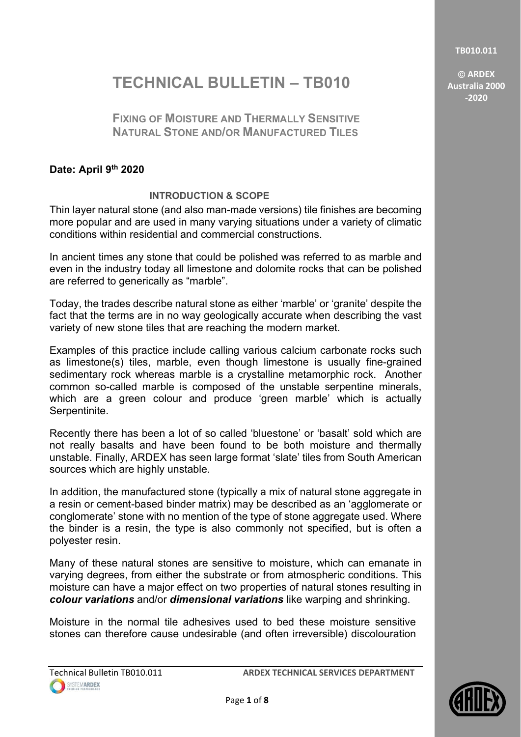# TECHNICAL BULLETIN – TB010

## FIXING OF MOISTURE AND THERMALLY SENSITIVE NATURAL STONE AND/OR MANUFACTURED TILES

**Date: April 9th 2020**

### INTRODUCTION & SCOPE

Thin layer natural stone (and also man-made versions) tile finishes are becoming more popular and are used in many varying situations under a variety of climatic conditions within residential and commercial constructions.

In ancient times any stone that could be polished was referred to as marble and even in the industry today all limestone and dolomite rocks that can be polished are referred to generically as "marble".

Today, the trades describe natural stone as either 'marble' or 'granite' despite the fact that the terms are in no way geologically accurate when describing the vast variety of new stone tiles that are reaching the modern market.

Examples of this practice include calling various calcium carbonate rocks such as limestone(s) tiles, marble, even though limestone is usually fine-grained sedimentary rock whereas marble is a crystalline metamorphic rock. Another common so-called marble is composed of the unstable serpentine minerals, which are a green colour and produce 'green marble' which is actually Serpentinite.

Recently there has been a lot of so called 'bluestone' or 'basalt' sold which are not really basalts and have been found to be both moisture and thermally unstable. Finally, ARDEX has seen large format 'slate' tiles from South American sources which are highly unstable.

In addition, the manufactured stone (typically a mix of natural stone aggregate in a resin or cement-based binder matrix) may be described as an 'agglomerate or conglomerate' stone with no mention of the type of stone aggregate used. Where the binder is a resin, the type is also commonly not specified, but is often a polyester resin.

Many of these natural stones are sensitive to moisture, which can emanate in varying degrees, from either the substrate or from atmospheric conditions. This moisture can have a major effect on two properties of natural stones resulting in ***colour variations*** and/or ***dimensional variations*** like warping and shrinking.

Moisture in the normal tile adhesives used to bed these moisture sensitive stones can therefore cause undesirable (and often irreversible) discolouration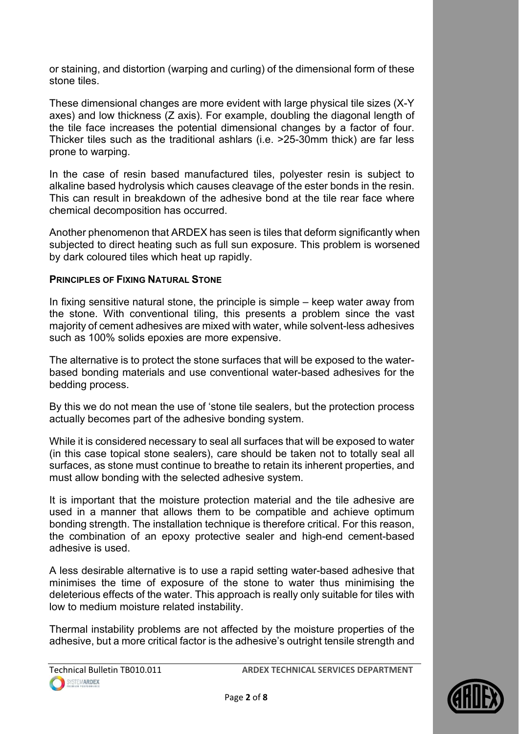or staining, and distortion (warping and curling) of the dimensional form of these stone tiles.

These dimensional changes are more evident with large physical tile sizes (X-Y axes) and low thickness (Z axis). For example, doubling the diagonal length of the tile face increases the potential dimensional changes by a factor of four. Thicker tiles such as the traditional ashlars (i.e. >25-30mm thick) are far less prone to warping.

In the case of resin based manufactured tiles, polyester resin is subject to alkaline based hydrolysis which causes cleavage of the ester bonds in the resin. This can result in breakdown of the adhesive bond at the tile rear face where chemical decomposition has occurred.

Another phenomenon that ARDEX has seen is tiles that deform significantly when subjected to direct heating such as full sun exposure. This problem is worsened by dark coloured tiles which heat up rapidly.

**PRINCIPLES OF FIXING NATURAL STONE**

In fixing sensitive natural stone, the principle is simple – keep water away from the stone. With conventional tiling, this presents a problem since the vast majority of cement adhesives are mixed with water, while solvent-less adhesives such as 100% solids epoxies are more expensive.

The alternative is to protect the stone surfaces that will be exposed to the water-based bonding materials and use conventional water-based adhesives for the bedding process.

By this we do not mean the use of 'stone tile sealers, but the protection process actually becomes part of the adhesive bonding system.

While it is considered necessary to seal all surfaces that will be exposed to water (in this case topical stone sealers), care should be taken not to totally seal all surfaces, as stone must continue to breathe to retain its inherent properties, and must allow bonding with the selected adhesive system.

It is important that the moisture protection material and the tile adhesive are used in a manner that allows them to be compatible and achieve optimum bonding strength. The installation technique is therefore critical. For this reason, the combination of an epoxy protective sealer and high-end cement-based adhesive is used.

A less desirable alternative is to use a rapid setting water-based adhesive that minimises the time of exposure of the stone to water thus minimising the deleterious effects of the water. This approach is really only suitable for tiles with low to medium moisture related instability.

Thermal instability problems are not affected by the moisture properties of the adhesive, but a more critical factor is the adhesive's outright tensile strength and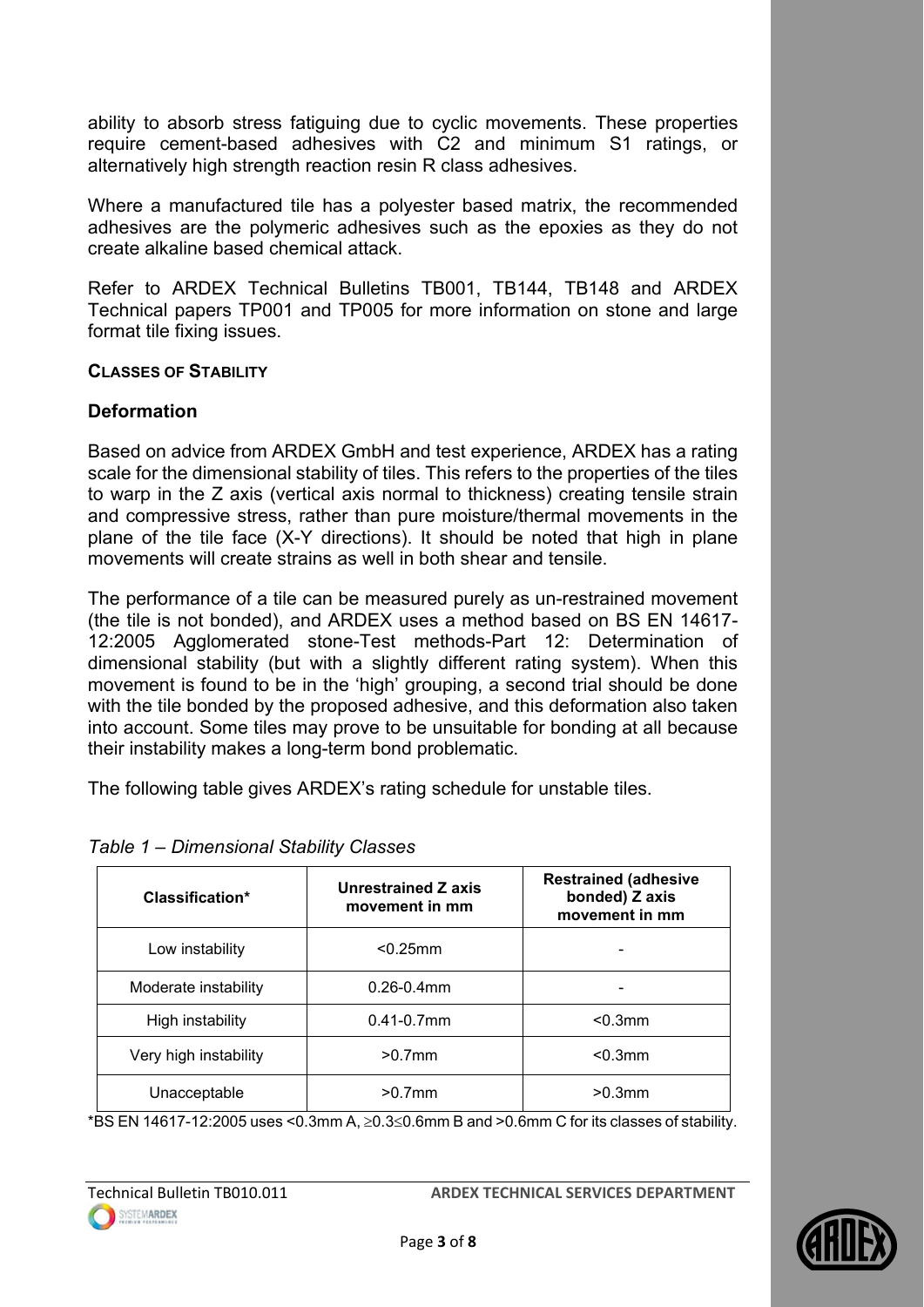ability to absorb stress fatiguing due to cyclic movements. These properties require cement-based adhesives with C2 and minimum S1 ratings, or alternatively high strength reaction resin R class adhesives.

Where a manufactured tile has a polyester based matrix, the recommended adhesives are the polymeric adhesives such as the epoxies as they do not create alkaline based chemical attack.

Refer to ARDEX Technical Bulletins TB001, TB144, TB148 and ARDEX Technical papers TP001 and TP005 for more information on stone and large format tile fixing issues.

**CLASSES OF STABILITY**

### Deformation

Based on advice from ARDEX GmbH and test experience, ARDEX has a rating scale for the dimensional stability of tiles. This refers to the properties of the tiles to warp in the Z axis (vertical axis normal to thickness) creating tensile strain and compressive stress, rather than pure moisture/thermal movements in the plane of the tile face (X-Y directions). It should be noted that high in plane movements will create strains as well in both shear and tensile.

The performance of a tile can be measured purely as un-restrained movement (the tile is not bonded), and ARDEX uses a method based on BS EN 14617-12:2005 Agglomerated stone-Test methods-Part 12: Determination of dimensional stability (but with a slightly different rating system). When this movement is found to be in the 'high' grouping, a second trial should be done with the tile bonded by the proposed adhesive, and this deformation also taken into account. Some tiles may prove to be unsuitable for bonding at all because their instability makes a long-term bond problematic.

The following table gives ARDEX's rating schedule for unstable tiles.

*Table 1 – Dimensional Stability Classes*

| Classification* | Unrestrained Z axis movement in mm | Restrained (adhesive bonded) Z axis movement in mm |
|---|---|---|
| Low instability | <0.25mm | - |
| Moderate instability | 0.26-0.4mm | - |
| High instability | 0.41-0.7mm | <0.3mm |
| Very high instability | >0.7mm | <0.3mm |
| Unacceptable | >0.7mm | >0.3mm |

*BS EN 14617-12:2005 uses <0.3mm A, ≥0.3≤0.6mm B and >0.6mm C for its classes of stability.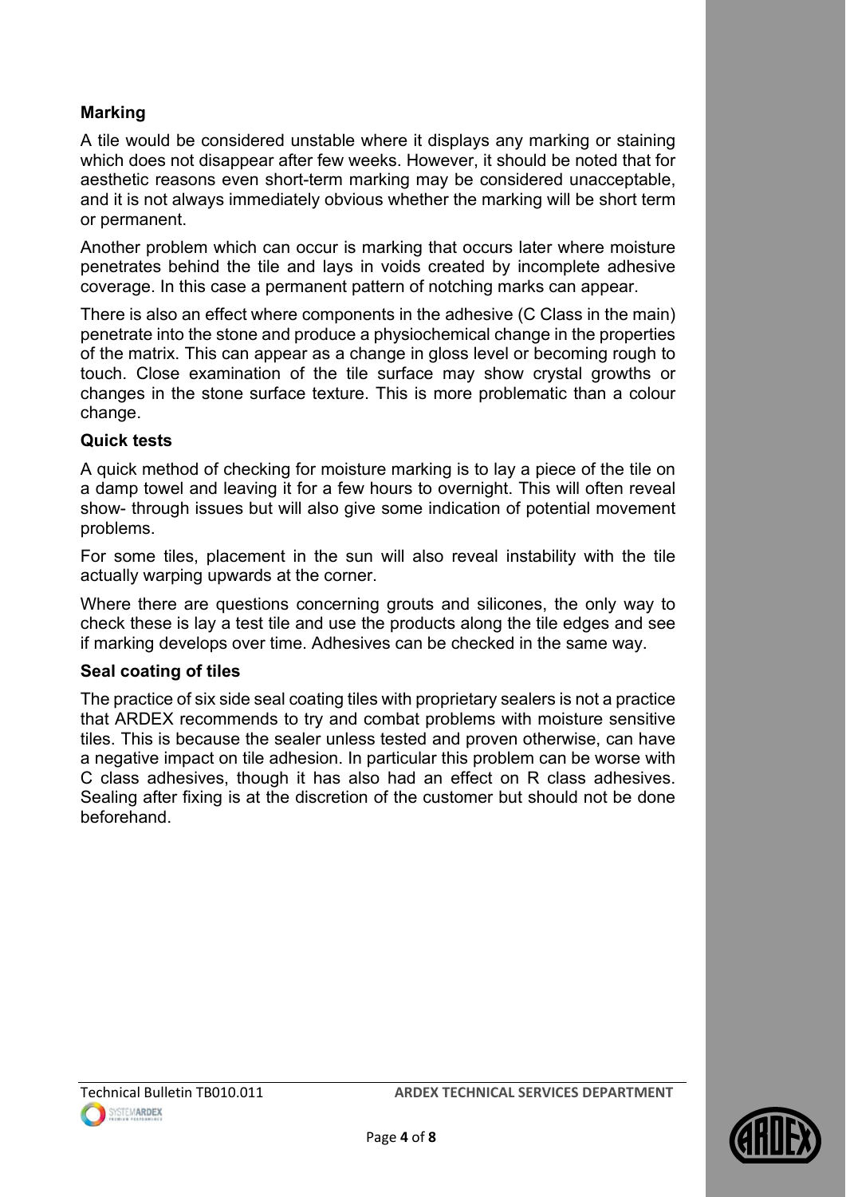**Marking**

A tile would be considered unstable where it displays any marking or staining which does not disappear after few weeks. However, it should be noted that for aesthetic reasons even short-term marking may be considered unacceptable, and it is not always immediately obvious whether the marking will be short term or permanent.

Another problem which can occur is marking that occurs later where moisture penetrates behind the tile and lays in voids created by incomplete adhesive coverage. In this case a permanent pattern of notching marks can appear.

There is also an effect where components in the adhesive (C Class in the main) penetrate into the stone and produce a physiochemical change in the properties of the matrix. This can appear as a change in gloss level or becoming rough to touch. Close examination of the tile surface may show crystal growths or changes in the stone surface texture. This is more problematic than a colour change.

**Quick tests**

A quick method of checking for moisture marking is to lay a piece of the tile on a damp towel and leaving it for a few hours to overnight. This will often reveal show- through issues but will also give some indication of potential movement problems.

For some tiles, placement in the sun will also reveal instability with the tile actually warping upwards at the corner.

Where there are questions concerning grouts and silicones, the only way to check these is lay a test tile and use the products along the tile edges and see if marking develops over time. Adhesives can be checked in the same way.

**Seal coating of tiles**

The practice of six side seal coating tiles with proprietary sealers is not a practice that ARDEX recommends to try and combat problems with moisture sensitive tiles. This is because the sealer unless tested and proven otherwise, can have a negative impact on tile adhesion. In particular this problem can be worse with C class adhesives, though it has also had an effect on R class adhesives. Sealing after fixing is at the discretion of the customer but should not be done beforehand.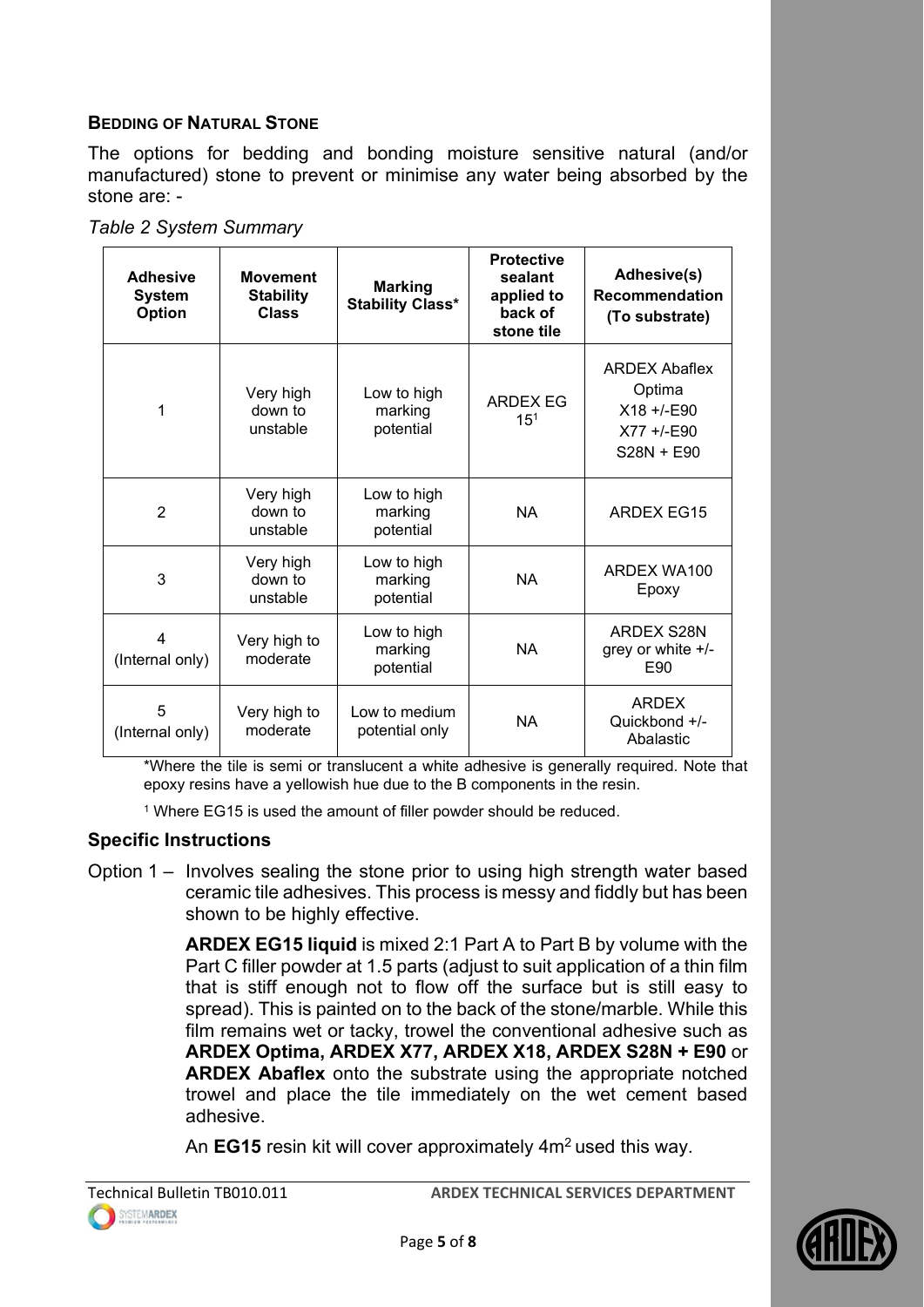## BEDDING OF NATURAL STONE

The options for bedding and bonding moisture sensitive natural (and/or manufactured) stone to prevent or minimise any water being absorbed by the stone are: -

*Table 2 System Summary*

| Adhesive System Option | Movement Stability Class | Marking Stability Class* | Protective sealant applied to back of stone tile | Adhesive(s) Recommendation (To substrate) |
|---|---|---|---|---|
| 1 | Very high down to unstable | Low to high marking potential | ARDEX EG 15[1] | ARDEX Abaflex Optima X18 +/-E90 X77 +/-E90 S28N + E90 |
| 2 | Very high down to unstable | Low to high marking potential | NA | ARDEX EG15 |
| 3 | Very high down to unstable | Low to high marking potential | NA | ARDEX WA100 Epoxy |
| 4 (Internal only) | Very high to moderate | Low to high marking potential | NA | ARDEX S28N grey or white +/- E90 |
| 5 (Internal only) | Very high to moderate | Low to medium potential only | NA | ARDEX Quickbond +/- Abalastic |

*Where the tile is semi or translucent a white adhesive is generally required. Note that epoxy resins have a yellowish hue due to the B components in the resin.

[1] Where EG15 is used the amount of filler powder should be reduced.

### Specific Instructions

Option 1 – Involves sealing the stone prior to using high strength water based ceramic tile adhesives. This process is messy and fiddly but has been shown to be highly effective.

**ARDEX EG15 liquid** is mixed 2:1 Part A to Part B by volume with the Part C filler powder at 1.5 parts (adjust to suit application of a thin film that is stiff enough not to flow off the surface but is still easy to spread). This is painted on to the back of the stone/marble. While this film remains wet or tacky, trowel the conventional adhesive such as **ARDEX Optima, ARDEX X77, ARDEX X18, ARDEX S28N + E90** or **ARDEX Abaflex** onto the substrate using the appropriate notched trowel and place the tile immediately on the wet cement based adhesive.

An **EG15** resin kit will cover approximately 4m² used this way.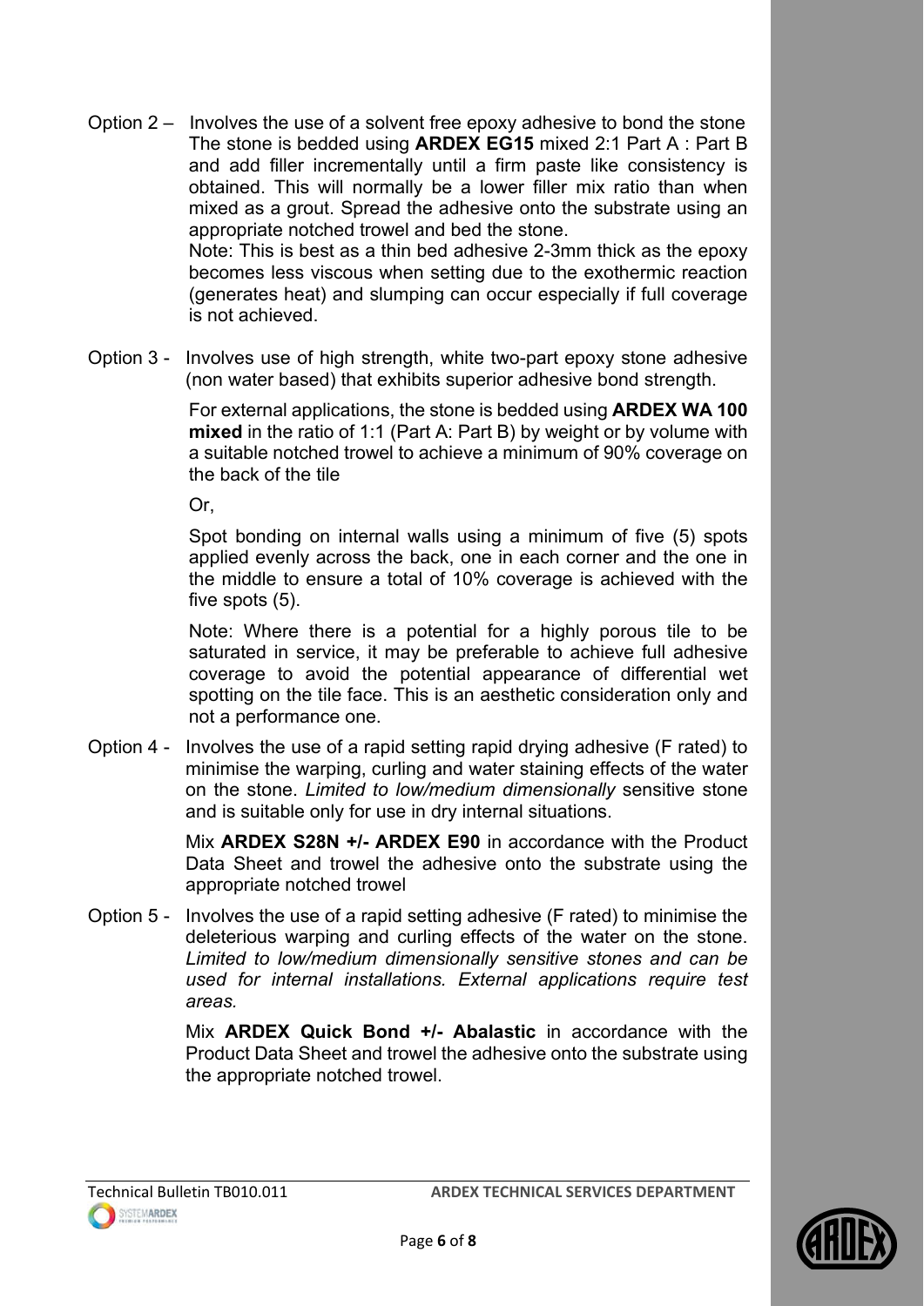Option 2 – Involves the use of a solvent free epoxy adhesive to bond the stone The stone is bedded using **ARDEX EG15** mixed 2:1 Part A : Part B and add filler incrementally until a firm paste like consistency is obtained. This will normally be a lower filler mix ratio than when mixed as a grout. Spread the adhesive onto the substrate using an appropriate notched trowel and bed the stone.

Note: This is best as a thin bed adhesive 2-3mm thick as the epoxy becomes less viscous when setting due to the exothermic reaction (generates heat) and slumping can occur especially if full coverage is not achieved.

Option 3 - Involves use of high strength, white two-part epoxy stone adhesive (non water based) that exhibits superior adhesive bond strength.

For external applications, the stone is bedded using **ARDEX WA 100 mixed** in the ratio of 1:1 (Part A: Part B) by weight or by volume with a suitable notched trowel to achieve a minimum of 90% coverage on the back of the tile

Or,

Spot bonding on internal walls using a minimum of five (5) spots applied evenly across the back, one in each corner and the one in the middle to ensure a total of 10% coverage is achieved with the five spots (5).

Note: Where there is a potential for a highly porous tile to be saturated in service, it may be preferable to achieve full adhesive coverage to avoid the potential appearance of differential wet spotting on the tile face. This is an aesthetic consideration only and not a performance one.

Option 4 - Involves the use of a rapid setting rapid drying adhesive (F rated) to minimise the warping, curling and water staining effects of the water on the stone. *Limited to low/medium dimensionally* sensitive stone and is suitable only for use in dry internal situations.

Mix **ARDEX S28N +/- ARDEX E90** in accordance with the Product Data Sheet and trowel the adhesive onto the substrate using the appropriate notched trowel

Option 5 - Involves the use of a rapid setting adhesive (F rated) to minimise the deleterious warping and curling effects of the water on the stone. *Limited to low/medium dimensionally sensitive stones and can be used for internal installations. External applications require test areas.*

Mix **ARDEX Quick Bond +/- Abalastic** in accordance with the Product Data Sheet and trowel the adhesive onto the substrate using the appropriate notched trowel.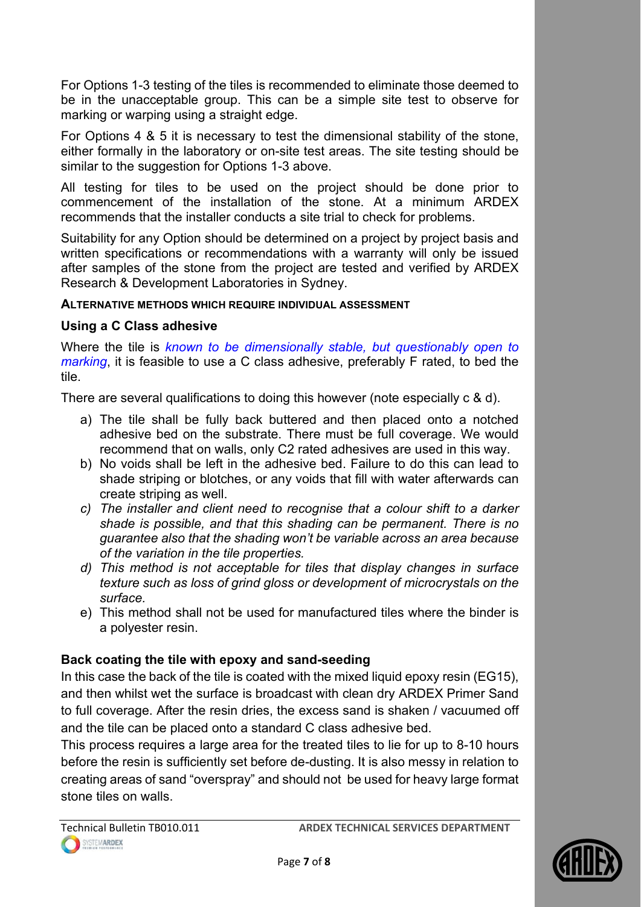For Options 1-3 testing of the tiles is recommended to eliminate those deemed to be in the unacceptable group. This can be a simple site test to observe for marking or warping using a straight edge.

For Options 4 & 5 it is necessary to test the dimensional stability of the stone, either formally in the laboratory or on-site test areas. The site testing should be similar to the suggestion for Options 1-3 above.

All testing for tiles to be used on the project should be done prior to commencement of the installation of the stone. At a minimum ARDEX recommends that the installer conducts a site trial to check for problems.

Suitability for any Option should be determined on a project by project basis and written specifications or recommendations with a warranty will only be issued after samples of the stone from the project are tested and verified by ARDEX Research & Development Laboratories in Sydney.

#### ALTERNATIVE METHODS WHICH REQUIRE INDIVIDUAL ASSESSMENT

### Using a C Class adhesive

Where the tile is *known to be dimensionally stable, but questionably open to marking*, it is feasible to use a C class adhesive, preferably F rated, to bed the tile.

There are several qualifications to doing this however (note especially c & d).

a) The tile shall be fully back buttered and then placed onto a notched adhesive bed on the substrate. There must be full coverage. We would recommend that on walls, only C2 rated adhesives are used in this way.
b) No voids shall be left in the adhesive bed. Failure to do this can lead to shade striping or blotches, or any voids that fill with water afterwards can create striping as well.
c) *The installer and client need to recognise that a colour shift to a darker shade is possible, and that this shading can be permanent. There is no guarantee also that the shading won't be variable across an area because of the variation in the tile properties.*
d) *This method is not acceptable for tiles that display changes in surface texture such as loss of grind gloss or development of microcrystals on the surface.*
e) This method shall not be used for manufactured tiles where the binder is a polyester resin.

### Back coating the tile with epoxy and sand-seeding

In this case the back of the tile is coated with the mixed liquid epoxy resin (EG15), and then whilst wet the surface is broadcast with clean dry ARDEX Primer Sand to full coverage. After the resin dries, the excess sand is shaken / vacuumed off and the tile can be placed onto a standard C class adhesive bed.

This process requires a large area for the treated tiles to lie for up to 8-10 hours before the resin is sufficiently set before de-dusting. It is also messy in relation to creating areas of sand "overspray" and should not be used for heavy large format stone tiles on walls.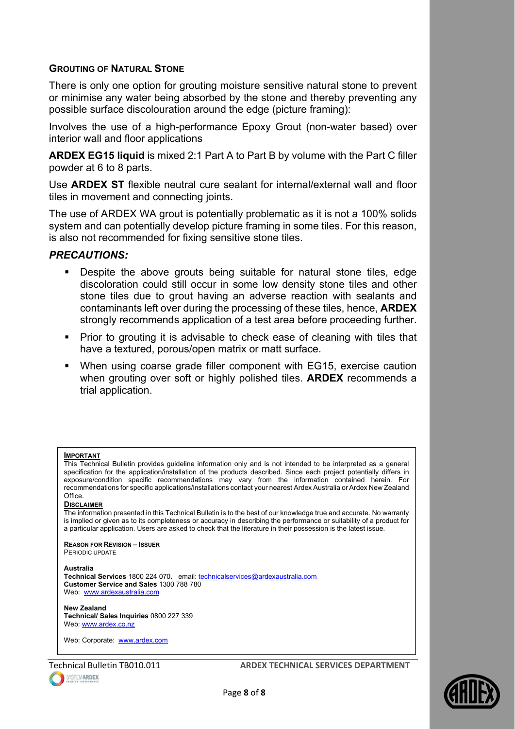## Grouting of Natural Stone

There is only one option for grouting moisture sensitive natural stone to prevent or minimise any water being absorbed by the stone and thereby preventing any possible surface discolouration around the edge (picture framing):

Involves the use of a high-performance Epoxy Grout (non-water based) over interior wall and floor applications

**ARDEX EG15 liquid** is mixed 2:1 Part A to Part B by volume with the Part C filler powder at 6 to 8 parts.

Use **ARDEX ST** flexible neutral cure sealant for internal/external wall and floor tiles in movement and connecting joints.

The use of ARDEX WA grout is potentially problematic as it is not a 100% solids system and can potentially develop picture framing in some tiles. For this reason, is also not recommended for fixing sensitive stone tiles.

### *PRECAUTIONS:*

- Despite the above grouts being suitable for natural stone tiles, edge discoloration could still occur in some low density stone tiles and other stone tiles due to grout having an adverse reaction with sealants and contaminants left over during the processing of these tiles, hence, **ARDEX** strongly recommends application of a test area before proceeding further.
- Prior to grouting it is advisable to check ease of cleaning with tiles that have a textured, porous/open matrix or matt surface.
- When using coarse grade filler component with EG15, exercise caution when grouting over soft or highly polished tiles. **ARDEX** recommends a trial application.

**IMPORTANT**

This Technical Bulletin provides guideline information only and is not intended to be interpreted as a general specification for the application/installation of the products described. Since each project potentially differs in exposure/condition specific recommendations may vary from the information contained herein. For recommendations for specific applications/installations contact your nearest Ardex Australia or Ardex New Zealand Office.

**DISCLAIMER**

The information presented in this Technical Bulletin is to the best of our knowledge true and accurate. No warranty is implied or given as to its completeness or accuracy in describing the performance or suitability of a product for a particular application. Users are asked to check that the literature in their possession is the latest issue.

**REASON FOR REVISION – ISSUER**

PERIODIC UPDATE

**Australia**
**Technical Services** 1800 224 070. email: technicalservices@ardexaustralia.com
**Customer Service and Sales** 1300 788 780
Web: www.ardexaustralia.com

**New Zealand**
**Technical/ Sales Inquiries** 0800 227 339
Web: www.ardex.co.nz

Web: Corporate: www.ardex.com

Technical Bulletin TB010.011 — **ARDEX TECHNICAL SERVICES DEPARTMENT**